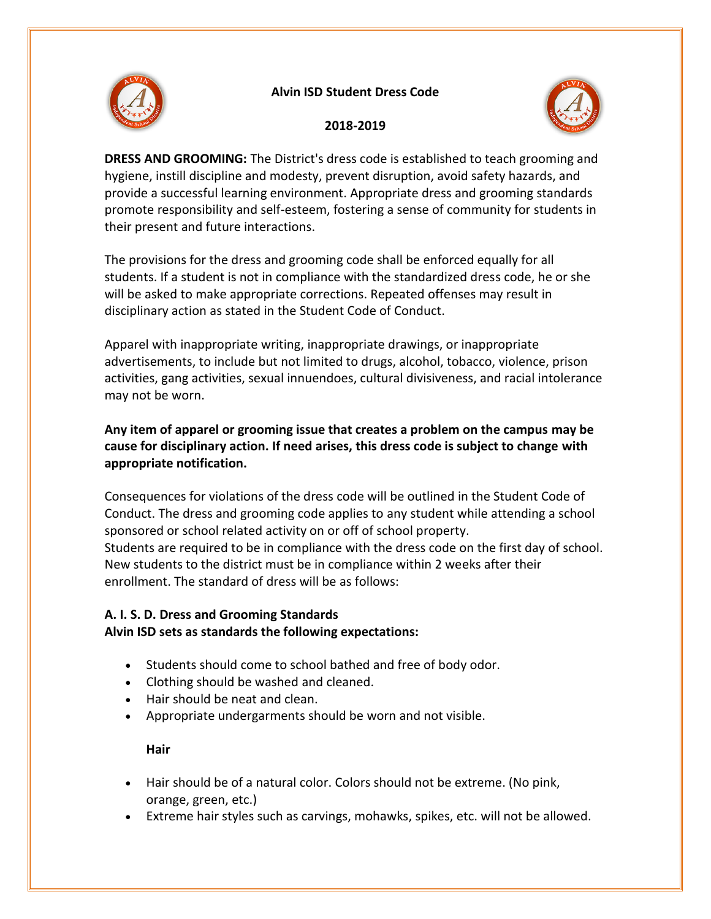# Alvin ISD Student Dress Code

## 2018-2019

**DRESS AND GROOMING:** The District's dress code is established to teach grooming and hygiene, instill discipline and modesty, prevent disruption, avoid safety hazards, and provide a successful learning environment. Appropriate dress and grooming standards promote responsibility and self-esteem, fostering a sense of community for students in their present and future interactions.

The provisions for the dress and grooming code shall be enforced equally for all students. If a student is not in compliance with the standardized dress code, he or she will be asked to make appropriate corrections. Repeated offenses may result in disciplinary action as stated in the Student Code of Conduct.

Apparel with inappropriate writing, inappropriate drawings, or inappropriate advertisements, to include but not limited to drugs, alcohol, tobacco, violence, prison activities, gang activities, sexual innuendoes, cultural divisiveness, and racial intolerance may not be worn.

**Any item of apparel or grooming issue that creates a problem on the campus may be cause for disciplinary action. If need arises, this dress code is subject to change with appropriate notification.**

Consequences for violations of the dress code will be outlined in the Student Code of Conduct. The dress and grooming code applies to any student while attending a school sponsored or school related activity on or off of school property.
Students are required to be in compliance with the dress code on the first day of school. New students to the district must be in compliance within 2 weeks after their enrollment. The standard of dress will be as follows:

**A. I. S. D. Dress and Grooming Standards**
**Alvin ISD sets as standards the following expectations:**

- Students should come to school bathed and free of body odor.
- Clothing should be washed and cleaned.
- Hair should be neat and clean.
- Appropriate undergarments should be worn and not visible.

**Hair**

- Hair should be of a natural color. Colors should not be extreme. (No pink, orange, green, etc.)
- Extreme hair styles such as carvings, mohawks, spikes, etc. will not be allowed.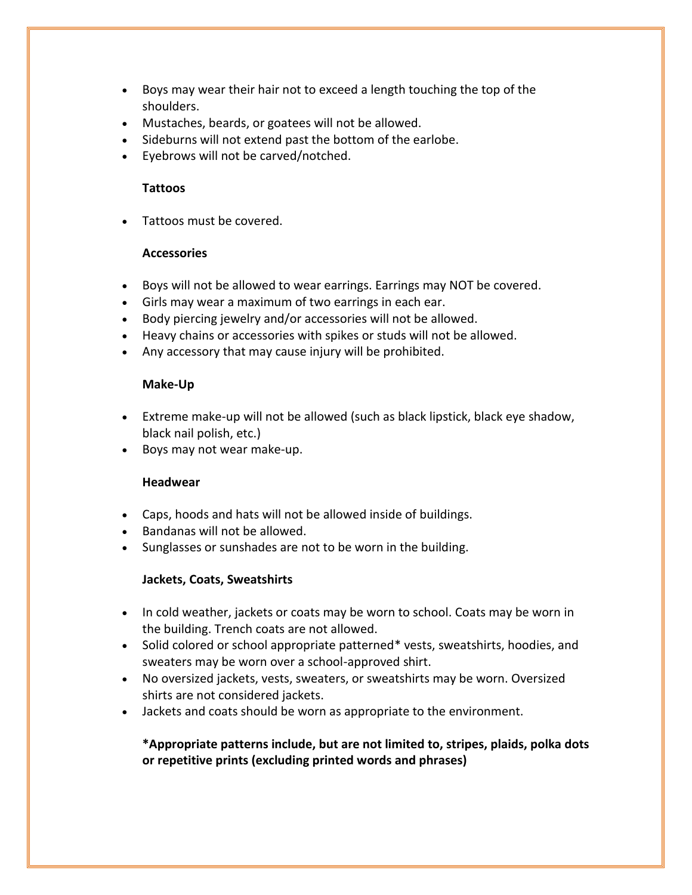- Boys may wear their hair not to exceed a length touching the top of the shoulders.
- Mustaches, beards, or goatees will not be allowed.
- Sideburns will not extend past the bottom of the earlobe.
- Eyebrows will not be carved/notched.

**Tattoos**

- Tattoos must be covered.

**Accessories**

- Boys will not be allowed to wear earrings. Earrings may NOT be covered.
- Girls may wear a maximum of two earrings in each ear.
- Body piercing jewelry and/or accessories will not be allowed.
- Heavy chains or accessories with spikes or studs will not be allowed.
- Any accessory that may cause injury will be prohibited.

**Make-Up**

- Extreme make-up will not be allowed (such as black lipstick, black eye shadow, black nail polish, etc.)
- Boys may not wear make-up.

**Headwear**

- Caps, hoods and hats will not be allowed inside of buildings.
- Bandanas will not be allowed.
- Sunglasses or sunshades are not to be worn in the building.

**Jackets, Coats, Sweatshirts**

- In cold weather, jackets or coats may be worn to school. Coats may be worn in the building. Trench coats are not allowed.
- Solid colored or school appropriate patterned* vests, sweatshirts, hoodies, and sweaters may be worn over a school-approved shirt.
- No oversized jackets, vests, sweaters, or sweatshirts may be worn. Oversized shirts are not considered jackets.
- Jackets and coats should be worn as appropriate to the environment.

**\*Appropriate patterns include, but are not limited to, stripes, plaids, polka dots or repetitive prints (excluding printed words and phrases)**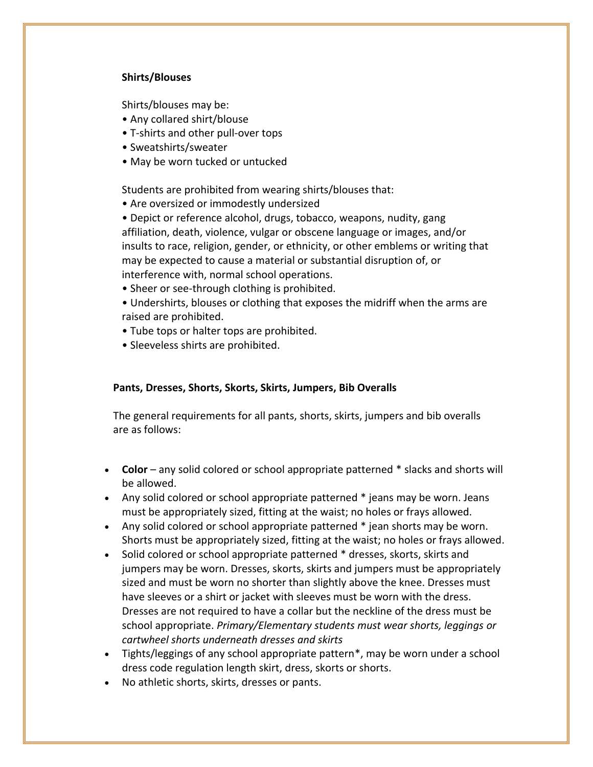**Shirts/Blouses**

Shirts/blouses may be:

- Any collared shirt/blouse
- T-shirts and other pull-over tops
- Sweatshirts/sweater
- May be worn tucked or untucked

Students are prohibited from wearing shirts/blouses that:

- Are oversized or immodestly undersized
- Depict or reference alcohol, drugs, tobacco, weapons, nudity, gang affiliation, death, violence, vulgar or obscene language or images, and/or insults to race, religion, gender, or ethnicity, or other emblems or writing that may be expected to cause a material or substantial disruption of, or interference with, normal school operations.
- Sheer or see-through clothing is prohibited.
- Undershirts, blouses or clothing that exposes the midriff when the arms are raised are prohibited.
- Tube tops or halter tops are prohibited.
- Sleeveless shirts are prohibited.

**Pants, Dresses, Shorts, Skorts, Skirts, Jumpers, Bib Overalls**

The general requirements for all pants, shorts, skirts, jumpers and bib overalls are as follows:

- **Color** – any solid colored or school appropriate patterned * slacks and shorts will be allowed.
- Any solid colored or school appropriate patterned * jeans may be worn. Jeans must be appropriately sized, fitting at the waist; no holes or frays allowed.
- Any solid colored or school appropriate patterned * jean shorts may be worn. Shorts must be appropriately sized, fitting at the waist; no holes or frays allowed.
- Solid colored or school appropriate patterned * dresses, skorts, skirts and jumpers may be worn. Dresses, skorts, skirts and jumpers must be appropriately sized and must be worn no shorter than slightly above the knee. Dresses must have sleeves or a shirt or jacket with sleeves must be worn with the dress. Dresses are not required to have a collar but the neckline of the dress must be school appropriate. *Primary/Elementary students must wear shorts, leggings or cartwheel shorts underneath dresses and skirts*
- Tights/leggings of any school appropriate pattern*, may be worn under a school dress code regulation length skirt, dress, skorts or shorts.
- No athletic shorts, skirts, dresses or pants.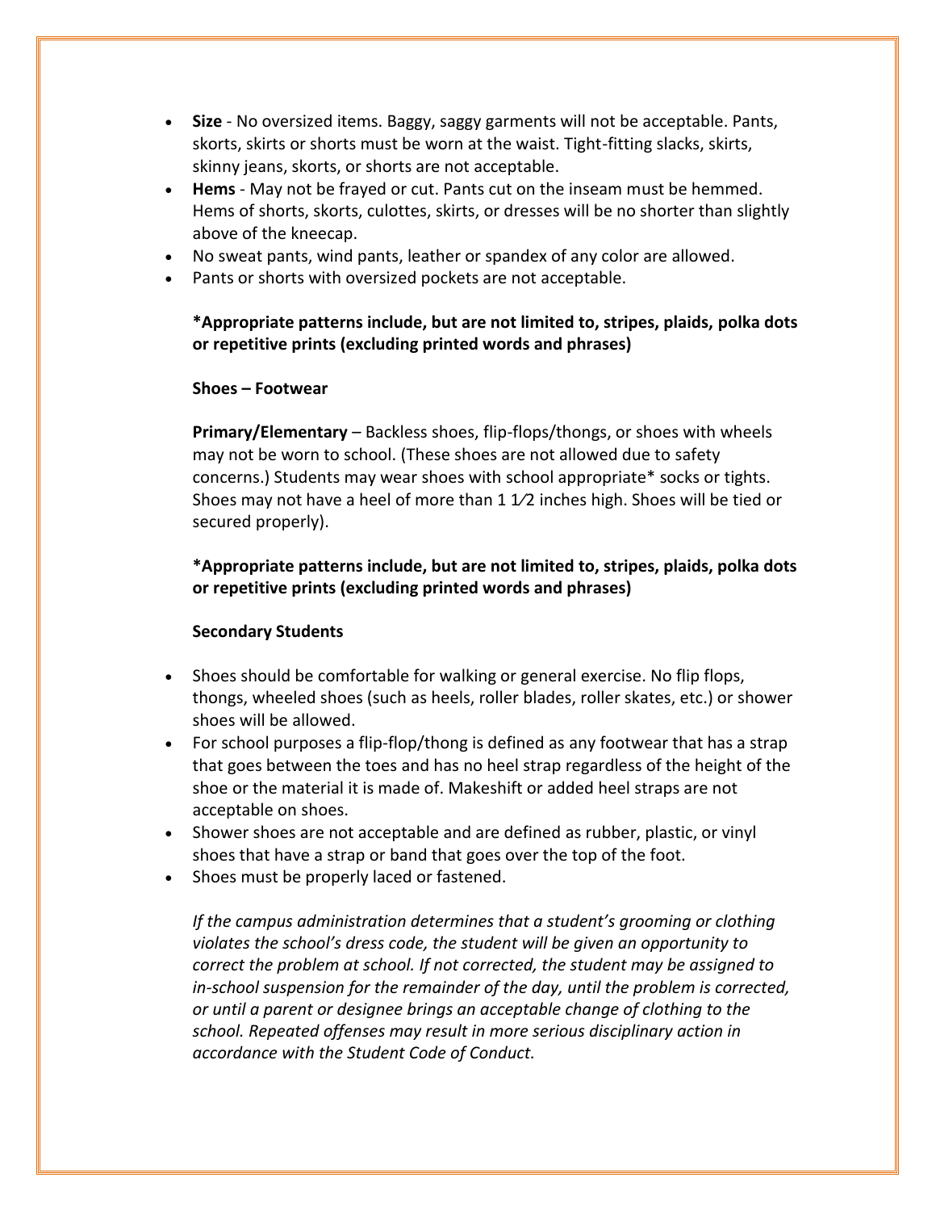- **Size** - No oversized items. Baggy, saggy garments will not be acceptable. Pants, skorts, skirts or shorts must be worn at the waist. Tight-fitting slacks, skirts, skinny jeans, skorts, or shorts are not acceptable.
- **Hems** - May not be frayed or cut. Pants cut on the inseam must be hemmed. Hems of shorts, skorts, culottes, skirts, or dresses will be no shorter than slightly above of the kneecap.
- No sweat pants, wind pants, leather or spandex of any color are allowed.
- Pants or shorts with oversized pockets are not acceptable.

**\*Appropriate patterns include, but are not limited to, stripes, plaids, polka dots or repetitive prints (excluding printed words and phrases)**

**Shoes – Footwear**

**Primary/Elementary** – Backless shoes, flip-flops/thongs, or shoes with wheels may not be worn to school. (These shoes are not allowed due to safety concerns.) Students may wear shoes with school appropriate* socks or tights. Shoes may not have a heel of more than 1 1⁄2 inches high. Shoes will be tied or secured properly).

**\*Appropriate patterns include, but are not limited to, stripes, plaids, polka dots or repetitive prints (excluding printed words and phrases)**

**Secondary Students**

- Shoes should be comfortable for walking or general exercise. No flip flops, thongs, wheeled shoes (such as heels, roller blades, roller skates, etc.) or shower shoes will be allowed.
- For school purposes a flip-flop/thong is defined as any footwear that has a strap that goes between the toes and has no heel strap regardless of the height of the shoe or the material it is made of. Makeshift or added heel straps are not acceptable on shoes.
- Shower shoes are not acceptable and are defined as rubber, plastic, or vinyl shoes that have a strap or band that goes over the top of the foot.
- Shoes must be properly laced or fastened.

*If the campus administration determines that a student's grooming or clothing violates the school's dress code, the student will be given an opportunity to correct the problem at school. If not corrected, the student may be assigned to in-school suspension for the remainder of the day, until the problem is corrected, or until a parent or designee brings an acceptable change of clothing to the school. Repeated offenses may result in more serious disciplinary action in accordance with the Student Code of Conduct.*